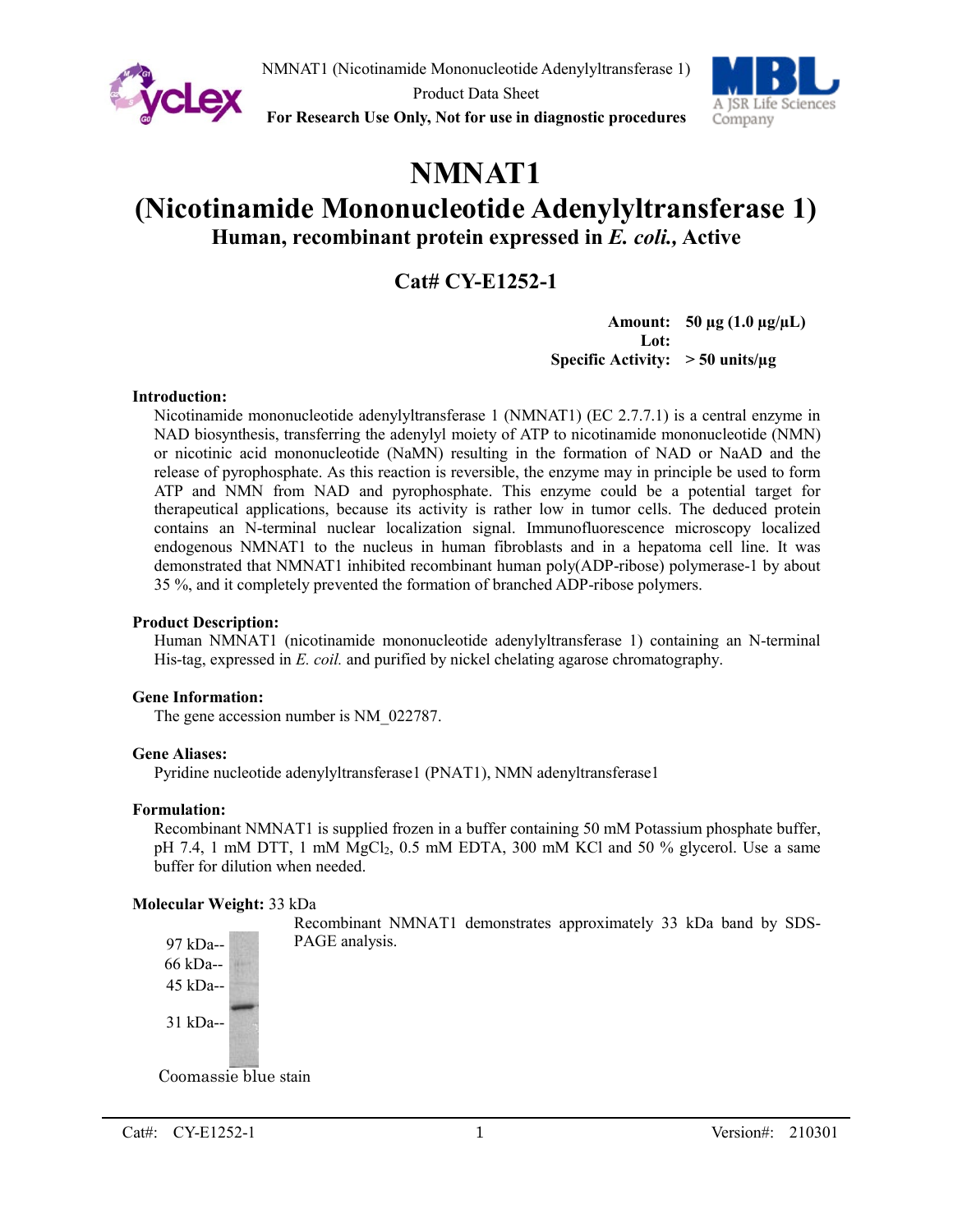# NMNAT1

# (Nicotinamide Mononucleotide Adenylyltransferase 1)

## Human, recombinant protein expressed in *E. coli.,* Active

## Cat# CY-E1252-1

**Amount:** **50 µg (1.0 µg/µL)**
**Lot:**
**Specific Activity:** **> 50 units/µg**

**Introduction:**

Nicotinamide mononucleotide adenylyltransferase 1 (NMNAT1) (EC 2.7.7.1) is a central enzyme in NAD biosynthesis, transferring the adenylyl moiety of ATP to nicotinamide mononucleotide (NMN) or nicotinic acid mononucleotide (NaMN) resulting in the formation of NAD or NaAD and the release of pyrophosphate. As this reaction is reversible, the enzyme may in principle be used to form ATP and NMN from NAD and pyrophosphate. This enzyme could be a potential target for therapeutical applications, because its activity is rather low in tumor cells. The deduced protein contains an N-terminal nuclear localization signal. Immunofluorescence microscopy localized endogenous NMNAT1 to the nucleus in human fibroblasts and in a hepatoma cell line. It was demonstrated that NMNAT1 inhibited recombinant human poly(ADP-ribose) polymerase-1 by about 35 %, and it completely prevented the formation of branched ADP-ribose polymers.

**Product Description:**

Human NMNAT1 (nicotinamide mononucleotide adenylyltransferase 1) containing an N-terminal His-tag, expressed in *E. coil.* and purified by nickel chelating agarose chromatography.

**Gene Information:**

The gene accession number is NM_022787.

**Gene Aliases:**

Pyridine nucleotide adenylyltransferase1 (PNAT1), NMN adenyltransferase1

**Formulation:**

Recombinant NMNAT1 is supplied frozen in a buffer containing 50 mM Potassium phosphate buffer, pH 7.4, 1 mM DTT, 1 mM $MgCl_2$, 0.5 mM EDTA, 300 mM KCl and 50 % glycerol. Use a same buffer for dilution when needed.

**Molecular Weight:** 33 kDa

Recombinant NMNAT1 demonstrates approximately 33 kDa band by SDS-PAGE analysis.

97 kDa--
66 kDa--
45 kDa--
31 kDa--

Coomassie blue stain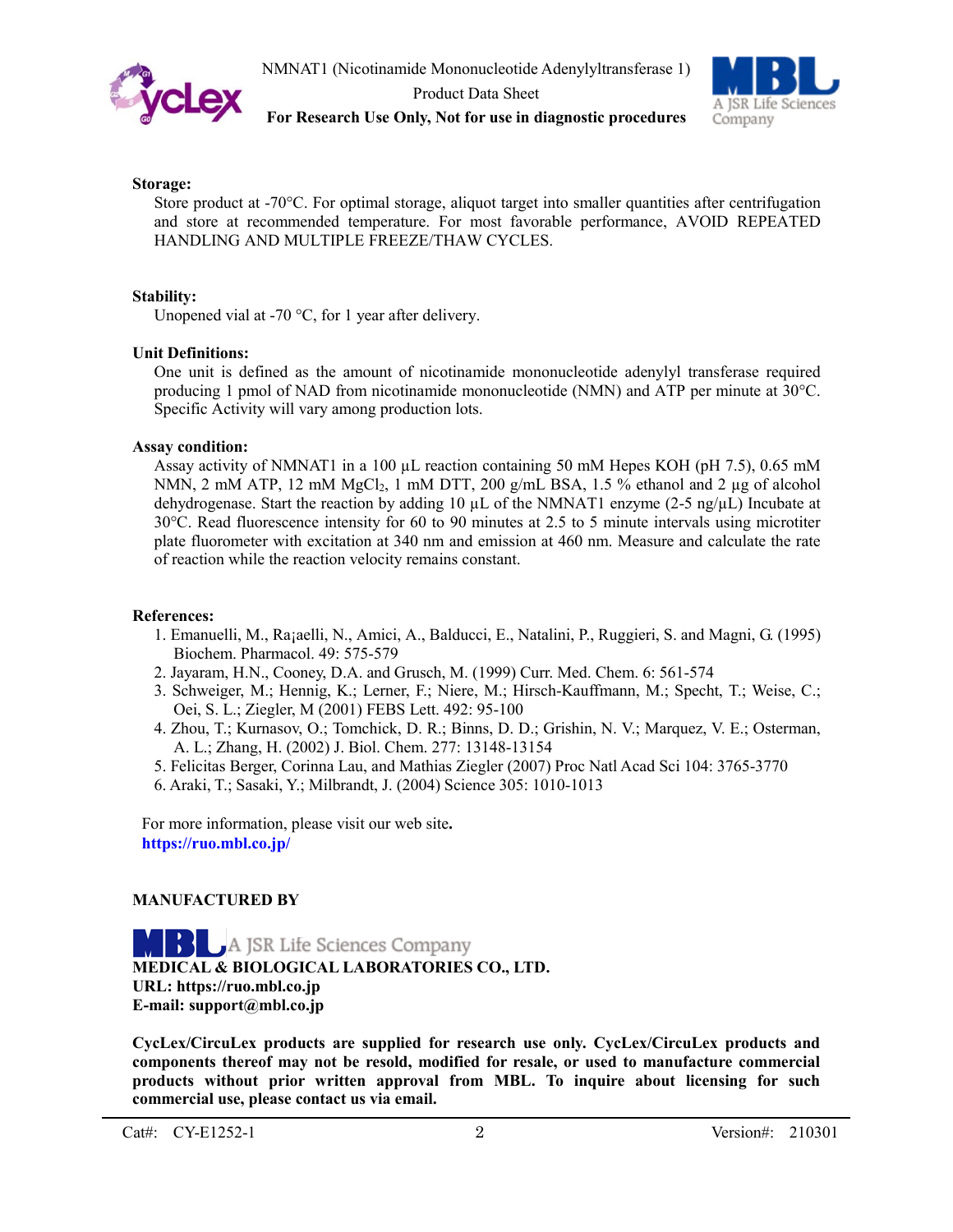**Storage:**

Store product at -70°C. For optimal storage, aliquot target into smaller quantities after centrifugation and store at recommended temperature. For most favorable performance, AVOID REPEATED HANDLING AND MULTIPLE FREEZE/THAW CYCLES.

**Stability:**

Unopened vial at -70 °C, for 1 year after delivery.

**Unit Definitions:**

One unit is defined as the amount of nicotinamide mononucleotide adenylyl transferase required producing 1 pmol of NAD from nicotinamide mononucleotide (NMN) and ATP per minute at 30°C. Specific Activity will vary among production lots.

**Assay condition:**

Assay activity of NMNAT1 in a 100 µL reaction containing 50 mM Hepes KOH (pH 7.5), 0.65 mM NMN, 2 mM ATP, 12 mM $MgCl_2$, 1 mM DTT, 200 g/mL BSA, 1.5 % ethanol and 2 µg of alcohol dehydrogenase. Start the reaction by adding 10 µL of the NMNAT1 enzyme (2-5 ng/µL) Incubate at 30°C. Read fluorescence intensity for 60 to 90 minutes at 2.5 to 5 minute intervals using microtiter plate fluorometer with excitation at 340 nm and emission at 460 nm. Measure and calculate the rate of reaction while the reaction velocity remains constant.

**References:**

1. Emanuelli, M., Ra¡aelli, N., Amici, A., Balducci, E., Natalini, P., Ruggieri, S. and Magni, G. (1995) Biochem. Pharmacol. 49: 575-579
2. Jayaram, H.N., Cooney, D.A. and Grusch, M. (1999) Curr. Med. Chem. 6: 561-574
3. Schweiger, M.; Hennig, K.; Lerner, F.; Niere, M.; Hirsch-Kauffmann, M.; Specht, T.; Weise, C.; Oei, S. L.; Ziegler, M (2001) FEBS Lett. 492: 95-100
4. Zhou, T.; Kurnasov, O.; Tomchick, D. R.; Binns, D. D.; Grishin, N. V.; Marquez, V. E.; Osterman, A. L.; Zhang, H. (2002) J. Biol. Chem. 277: 13148-13154
5. Felicitas Berger, Corinna Lau, and Mathias Ziegler (2007) Proc Natl Acad Sci 104: 3765-3770
6. Araki, T.; Sasaki, Y.; Milbrandt, J. (2004) Science 305: 1010-1013

For more information, please visit our web site**.**
**https://ruo.mbl.co.jp/**

**MANUFACTURED BY**

MBL A JSR Life Sciences Company
**MEDICAL & BIOLOGICAL LABORATORIES CO., LTD.**
**URL: https://ruo.mbl.co.jp**
**E-mail: support@mbl.co.jp**

**CycLex/CircuLex products are supplied for research use only. CycLex/CircuLex products and components thereof may not be resold, modified for resale, or used to manufacture commercial products without prior written approval from MBL. To inquire about licensing for such commercial use, please contact us via email.**

Cat#: CY-E1252-1 Version#: 210301